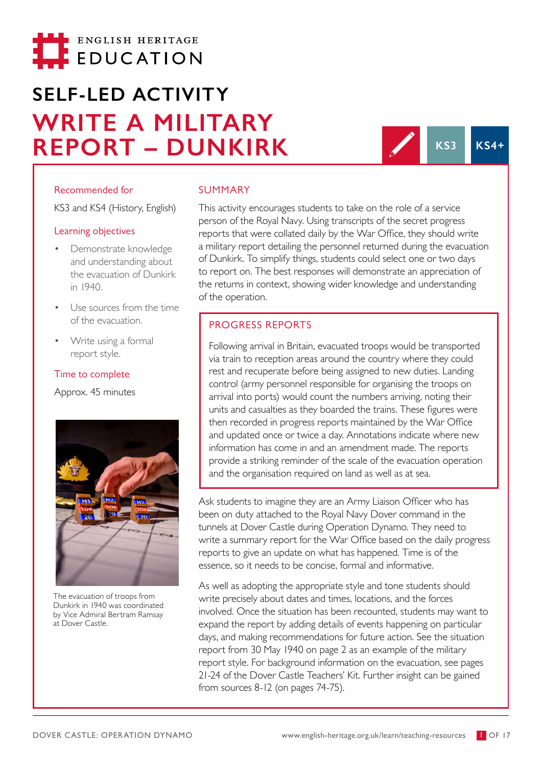ENGLISH HERITAGE
EDUCATION

# SELF-LED ACTIVITY

# WRITE A MILITARY REPORT – DUNKIRK

KS3 KS4+

### Recommended for

KS3 and KS4 (History, English)

### Learning objectives

- Demonstrate knowledge and understanding about the evacuation of Dunkirk in 1940.
- Use sources from the time of the evacuation.
- Write using a formal report style.

### Time to complete

Approx. 45 minutes

The evacuation of troops from Dunkirk in 1940 was coordinated by Vice Admiral Bertram Ramsay at Dover Castle.

## SUMMARY

This activity encourages students to take on the role of a service person of the Royal Navy. Using transcripts of the secret progress reports that were collated daily by the War Office, they should write a military report detailing the personnel returned during the evacuation of Dunkirk. To simplify things, students could select one or two days to report on. The best responses will demonstrate an appreciation of the returns in context, showing wider knowledge and understanding of the operation.

### PROGRESS REPORTS

Following arrival in Britain, evacuated troops would be transported via train to reception areas around the country where they could rest and recuperate before being assigned to new duties. Landing control (army personnel responsible for organising the troops on arrival into ports) would count the numbers arriving, noting their units and casualties as they boarded the trains. These figures were then recorded in progress reports maintained by the War Office and updated once or twice a day. Annotations indicate where new information has come in and an amendment made. The reports provide a striking reminder of the scale of the evacuation operation and the organisation required on land as well as at sea.

Ask students to imagine they are an Army Liaison Officer who has been on duty attached to the Royal Navy Dover command in the tunnels at Dover Castle during Operation Dynamo. They need to write a summary report for the War Office based on the daily progress reports to give an update on what has happened. Time is of the essence, so it needs to be concise, formal and informative.

As well as adopting the appropriate style and tone students should write precisely about dates and times, locations, and the forces involved. Once the situation has been recounted, students may want to expand the report by adding details of events happening on particular days, and making recommendations for future action. See the situation report from 30 May 1940 on page 2 as an example of the military report style. For background information on the evacuation, see pages 21-24 of the Dover Castle Teachers' Kit. Further insight can be gained from sources 8-12 (on pages 74-75).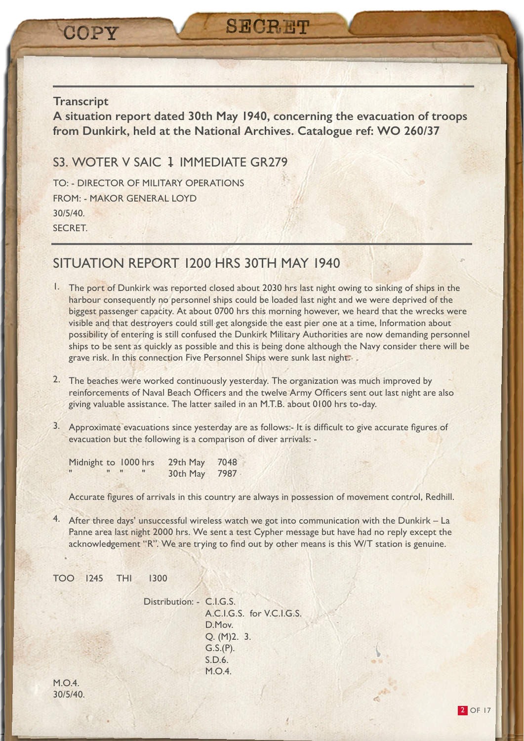COPY

SECRET

**Transcript**

**A situation report dated 30th May 1940, concerning the evacuation of troops from Dunkirk, held at the National Archives. Catalogue ref: WO 260/37**

## S3. WOTER V SAIC 1 IMMEDIATE GR279

TO: - DIRECTOR OF MILITARY OPERATIONS
FROM: - MAKOR GENERAL LOYD
30/5/40.
SECRET.

## SITUATION REPORT 1200 HRS 30TH MAY 1940

1. The port of Dunkirk was reported closed about 2030 hrs last night owing to sinking of ships in the harbour consequently no personnel ships could be loaded last night and we were deprived of the biggest passenger capacity. At about 0700 hrs this morning however, we heard that the wrecks were visible and that destroyers could still get alongside the east pier one at a time, Information about possibility of entering is still confused the Dunkirk Military Authorities are now demanding personnel ships to be sent as quickly as possible and this is being done although the Navy consider there will be grave risk. In this connection Five Personnel Ships were sunk last night.

2. The beaches were worked continuously yesterday. The organization was much improved by reinforcements of Naval Beach Officers and the twelve Army Officers sent out last night are also giving valuable assistance. The latter sailed in an M.T.B. about 0100 hrs to-day.

3. Approximate evacuations since yesterday are as follows:- It is difficult to give accurate figures of evacuation but the following is a comparison of diver arrivals: -

   | | | |
   |---|---|---|
   | Midnight to 1000 hrs | 29th May | 7048 |
   | " " " " | 30th May | 7987 |

   Accurate figures of arrivals in this country are always in possession of movement control, Redhill.

4. After three days' unsuccessful wireless watch we got into communication with the Dunkirk – La Panne area last night 2000 hrs. We sent a test Cypher message but have had no reply except the acknowledgement "R". We are trying to find out by other means is this W/T station is genuine.

TOO 1245 THI 1300

Distribution: - C.I.G.S.
A.C.I.G.S. for V.C.I.G.S.
D.Mov.
Q. (M)2. 3.
G.S.(P).
S.D.6.
M.O.4.

M.O.4.
30/5/40.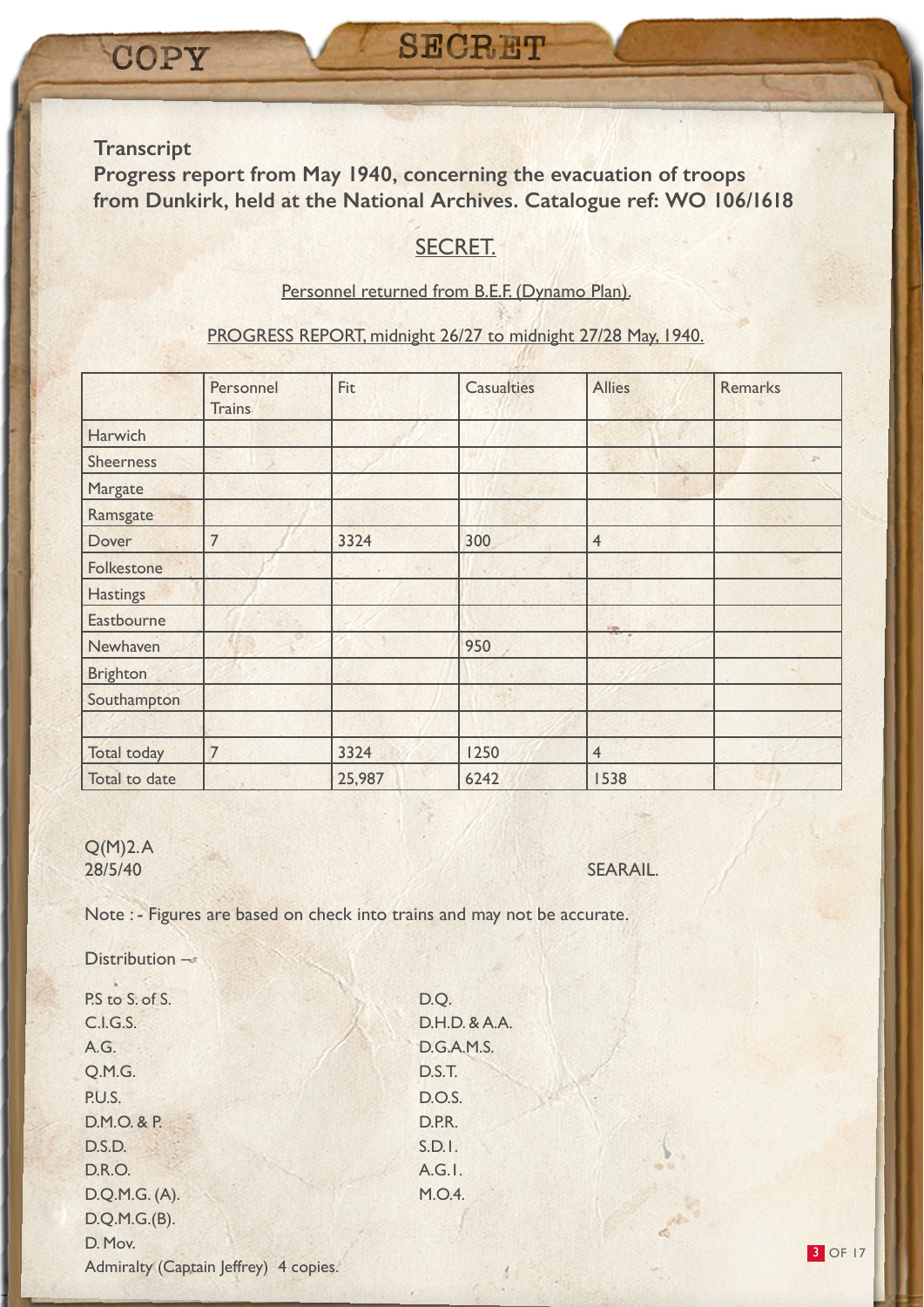COPY

SECRET

**Transcript**
**Progress report from May 1940, concerning the evacuation of troops from Dunkirk, held at the National Archives. Catalogue ref: WO 106/1618**

SECRET.

Personnel returned from B.E.F. (Dynamo Plan).

PROGRESS REPORT, midnight 26/27 to midnight 27/28 May, 1940.

| | Personnel Trains | Fit | Casualties | Allies | Remarks |
|---|---|---|---|---|---|
| Harwich | | | | | |
| Sheerness | | | | | |
| Margate | | | | | |
| Ramsgate | | | | | |
| Dover | 7 | 3324 | 300 | 4 | |
| Folkestone | | | | | |
| Hastings | | | | | |
| Eastbourne | | | | | |
| Newhaven | | | 950 | | |
| Brighton | | | | | |
| Southampton | | | | | |
| | | | | | |
| Total today | 7 | 3324 | 1250 | 4 | |
| Total to date | | 25,987 | 6242 | 1538 | |

Q(M)2.A
28/5/40

SEARAIL.

Note :- Figures are based on check into trains and may not be accurate.

Distribution –

P.S to S. of S.
C.I.G.S.
A.G.
Q.M.G.
P.U.S.
D.M.O. & P.
D.S.D.
D.R.O.
D.Q.M.G. (A).
D.Q.M.G.(B).
D. Mov.
Admiralty (Captain Jeffrey) 4 copies.

D.Q.
D.H.D. & A.A.
D.G.A.M.S.
D.S.T.
D.O.S.
D.P.R.
S.D.1.
A.G.1.
M.O.4.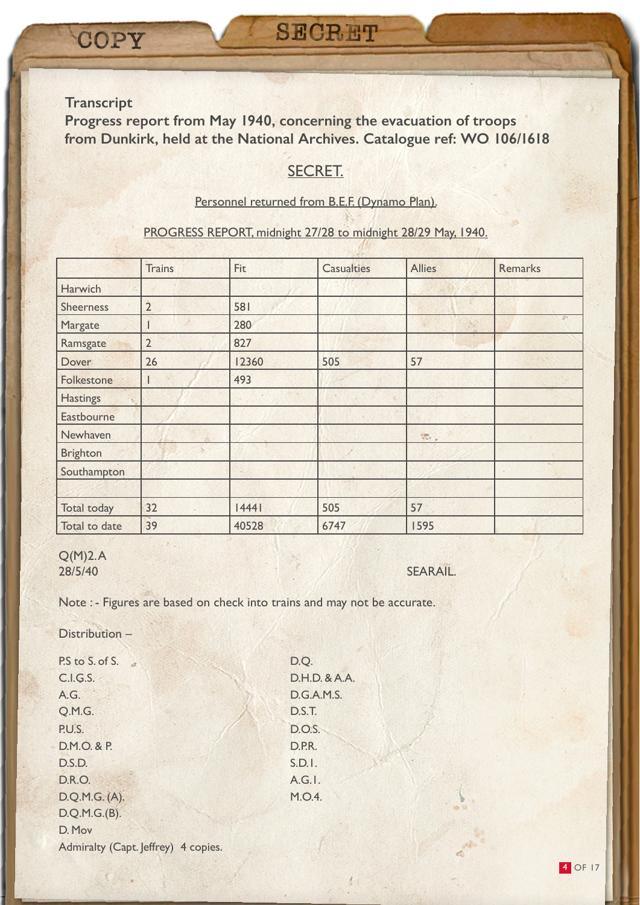COPY

SECRET

**Transcript**
**Progress report from May 1940, concerning the evacuation of troops from Dunkirk, held at the National Archives. Catalogue ref: WO 106/1618**

<u>SECRET.</u>

<u>Personnel returned from B.E.F. (Dynamo Plan).</u>

<u>PROGRESS REPORT, midnight 27/28 to midnight 28/29 May, 1940.</u>

| | Trains | Fit | Casualties | Allies | Remarks |
|---|---|---|---|---|---|
| Harwich | | | | | |
| Sheerness | 2 | 581 | | | |
| Margate | 1 | 280 | | | |
| Ramsgate | 2 | 827 | | | |
| Dover | 26 | 12360 | 505 | 57 | |
| Folkestone | 1 | 493 | | | |
| Hastings | | | | | |
| Eastbourne | | | | | |
| Newhaven | | | | | |
| Brighton | | | | | |
| Southampton | | | | | |
| | | | | | |
| Total today | 32 | 14441 | 505 | 57 | |
| Total to date | 39 | 40528 | 6747 | 1595 | |

Q(M)2.A
28/5/40

SEARAIL.

Note : - Figures are based on check into trains and may not be accurate.

Distribution –

P.S to S. of S.
C.I.G.S.
A.G.
Q.M.G.
P.U.S.
D.M.O. & P.
D.S.D.
D.R.O.
D.Q.M.G. (A).
D.Q.M.G.(B).
D. Mov
Admiralty (Capt. Jeffrey) 4 copies.

D.Q.
D.H.D. & A.A.
D.G.A.M.S.
D.S.T.
D.O.S.
D.P.R.
S.D.I.
A.G.I.
M.O.4.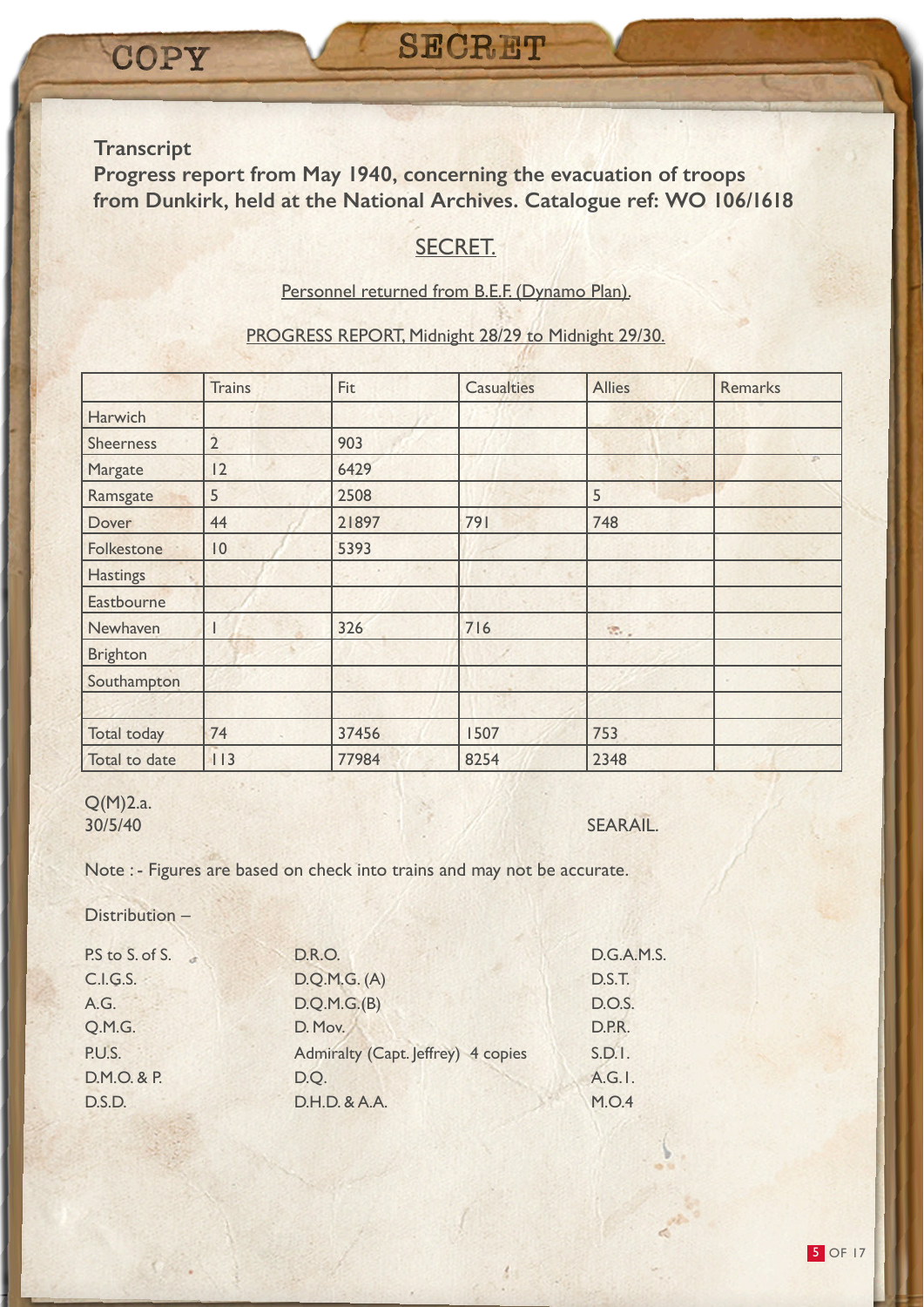COPY

SECRET

**Transcript**
**Progress report from May 1940, concerning the evacuation of troops from Dunkirk, held at the National Archives. Catalogue ref: WO 106/1618**

SECRET.

Personnel returned from B.E.F. (Dynamo Plan).

PROGRESS REPORT, Midnight 28/29 to Midnight 29/30.

| | Trains | Fit | Casualties | Allies | Remarks |
|---|---|---|---|---|---|
| Harwich | | | | | |
| Sheerness | 2 | 903 | | | |
| Margate | 12 | 6429 | | | |
| Ramsgate | 5 | 2508 | | 5 | |
| Dover | 44 | 21897 | 791 | 748 | |
| Folkestone | 10 | 5393 | | | |
| Hastings | | | | | |
| Eastbourne | | | | | |
| Newhaven | 1 | 326 | 716 | | |
| Brighton | | | | | |
| Southampton | | | | | |
| | | | | | |
| Total today | 74 | 37456 | 1507 | 753 | |
| Total to date | 113 | 77984 | 8254 | 2348 | |

Q(M)2.a.
30/5/40

SEARAIL.

Note :- Figures are based on check into trains and may not be accurate.

Distribution –

P.S to S. of S.
C.I.G.S.
A.G.
Q.M.G.
P.U.S.
D.M.O. & P.
D.S.D.
D.R.O.
D.Q.M.G. (A)
D.Q.M.G.(B)
D. Mov.
Admiralty (Capt. Jeffrey) 4 copies
D.Q.
D.H.D. & A.A.
D.G.A.M.S.
D.S.T.
D.O.S.
D.P.R.
S.D.1.
A.G.1.
M.O.4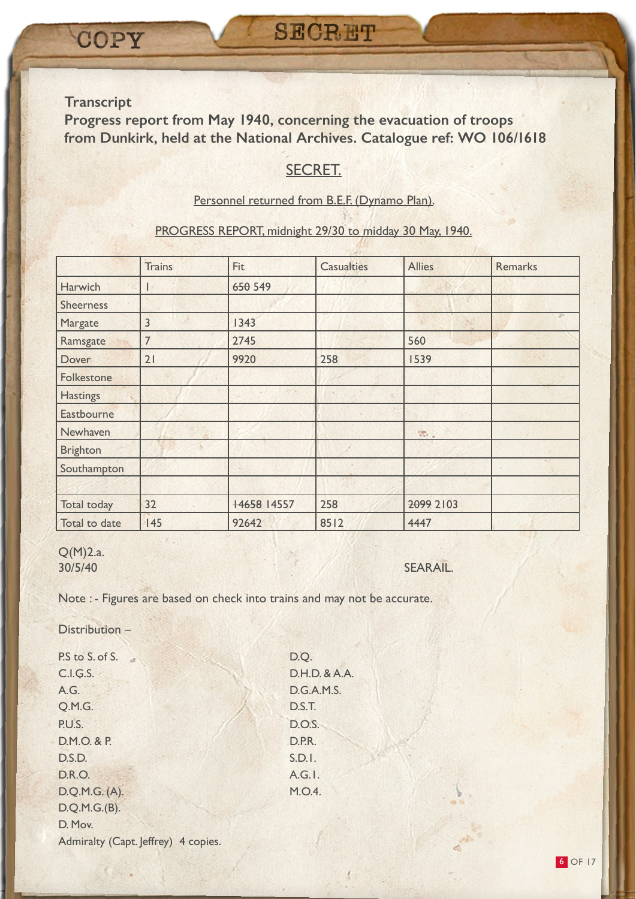COPY

SECRET

**Transcript**
**Progress report from May 1940, concerning the evacuation of troops from Dunkirk, held at the National Archives. Catalogue ref: WO 106/1618**

<u>SECRET.</u>

<u>Personnel returned from B.E.F. (Dynamo Plan).</u>

<u>PROGRESS REPORT, midnight 29/30 to midday 30 May, 1940.</u>

| | Trains | Fit | Casualties | Allies | Remarks |
|---|---|---|---|---|---|
| Harwich | 1 | ~~650~~ 549 | | | |
| Sheerness | | | | | |
| Margate | 3 | 1343 | | | |
| Ramsgate | 7 | 2745 | | 560 | |
| Dover | 21 | 9920 | 258 | 1539 | |
| Folkestone | | | | | |
| Hastings | | | | | |
| Eastbourne | | | | | |
| Newhaven | | | | | |
| Brighton | | | | | |
| Southampton | | | | | |
| | | | | | |
| Total today | 32 | ~~14658~~ 14557 | 258 | ~~2099~~ 2103 | |
| Total to date | 145 | 92642 | 8512 | 4447 | |

Q(M)2.a.
30/5/40

SEARAIL.

Note : - Figures are based on check into trains and may not be accurate.

Distribution –

P.S to S. of S.
C.I.G.S.
A.G.
Q.M.G.
P.U.S.
D.M.O. & P.
D.S.D.
D.R.O.
D.Q.M.G. (A).
D.Q.M.G.(B).
D. Mov.
Admiralty (Capt. Jeffrey) 4 copies.
D.Q.
D.H.D. & A.A.
D.G.A.M.S.
D.S.T.
D.O.S.
D.P.R.
S.D.1.
A.G.1.
M.O.4.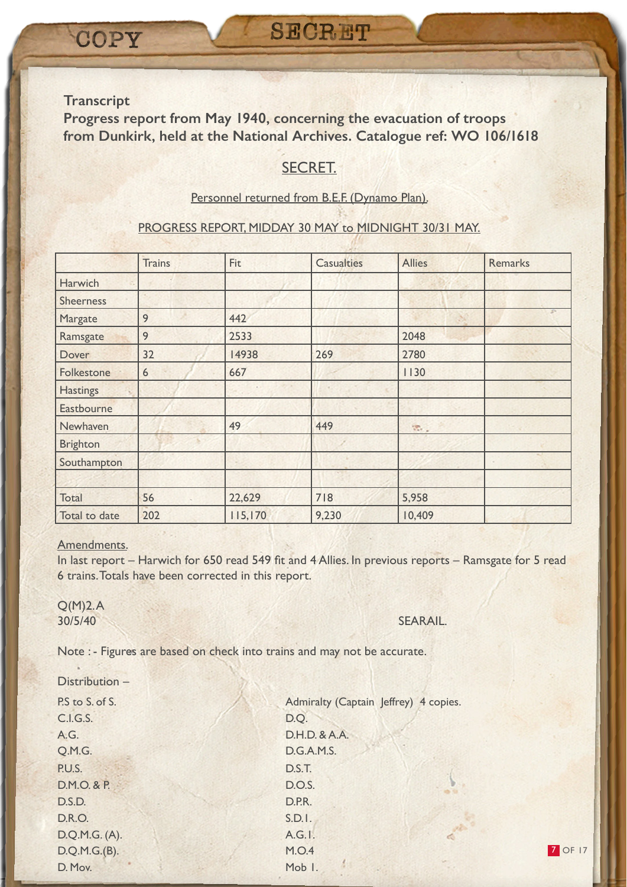COPY

SECRET

**Transcript**
**Progress report from May 1940, concerning the evacuation of troops from Dunkirk, held at the National Archives. Catalogue ref: WO 106/1618**

SECRET.

Personnel returned from B.E.F. (Dynamo Plan).

PROGRESS REPORT, MIDDAY 30 MAY to MIDNIGHT 30/31 MAY.

| | Trains | Fit | Casualties | Allies | Remarks |
|---|---|---|---|---|---|
| Harwich | | | | | |
| Sheerness | | | | | |
| Margate | 9 | 442 | | | |
| Ramsgate | 9 | 2533 | | 2048 | |
| Dover | 32 | 14938 | 269 | 2780 | |
| Folkestone | 6 | 667 | | 1130 | |
| Hastings | | | | | |
| Eastbourne | | | | | |
| Newhaven | | 49 | 449 | | |
| Brighton | | | | | |
| Southampton | | | | | |
| | | | | | |
| Total | 56 | 22,629 | 718 | 5,958 | |
| Total to date | 202 | 115,170 | 9,230 | 10,409 | |

Amendments.
In last report – Harwich for 650 read 549 fit and 4 Allies. In previous reports – Ramsgate for 5 read 6 trains. Totals have been corrected in this report.

Q(M)2.A
30/5/40

SEARAIL.

Note : - Figures are based on check into trains and may not be accurate.

Distribution –

P.S to S. of S.
C.I.G.S.
A.G.
Q.M.G.
P.U.S.
D.M.O. & P.
D.S.D.
D.R.O.
D.Q.M.G. (A).
D.Q.M.G.(B).
D. Mov.

Admiralty (Captain Jeffrey) 4 copies.
D.Q.
D.H.D. & A.A.
D.G.A.M.S.
D.S.T.
D.O.S.
D.P.R.
S.D.I.
A.G.I.
M.O.4
Mob I.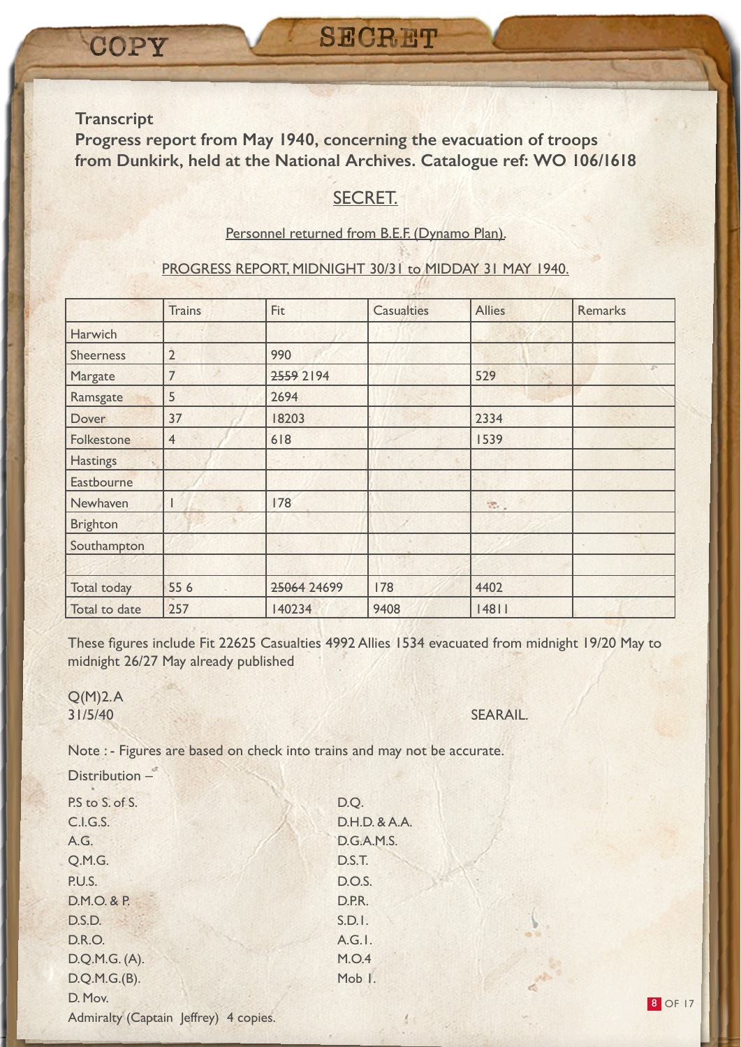COPY

SECRET

**Transcript**
**Progress report from May 1940, concerning the evacuation of troops from Dunkirk, held at the National Archives. Catalogue ref: WO 106/1618**

SECRET.

Personnel returned from B.E.F. (Dynamo Plan).

PROGRESS REPORT, MIDNIGHT 30/31 to MIDDAY 31 MAY 1940.

| | Trains | Fit | Casualties | Allies | Remarks |
|---|---|---|---|---|---|
| Harwich | | | | | |
| Sheerness | 2 | 990 | | | |
| Margate | 7 | ~~2559~~ 2194 | | 529 | |
| Ramsgate | 5 | 2694 | | | |
| Dover | 37 | 18203 | | 2334 | |
| Folkestone | 4 | 618 | | 1539 | |
| Hastings | | | | | |
| Eastbourne | | | | | |
| Newhaven | 1 | 178 | | | |
| Brighton | | | | | |
| Southampton | | | | | |
| | | | | | |
| Total today | 55 6 | ~~25064~~ 24699 | 178 | 4402 | |
| Total to date | 257 | 140234 | 9408 | 14811 | |

These figures include Fit 22625 Casualties 4992 Allies 1534 evacuated from midnight 19/20 May to midnight 26/27 May already published

Q(M)2.A
31/5/40

SEARAIL.

Note : - Figures are based on check into trains and may not be accurate.

Distribution –

P.S to S. of S.
C.I.G.S.
A.G.
Q.M.G.
P.U.S.
D.M.O. & P.
D.S.D.
D.R.O.
D.Q.M.G. (A).
D.Q.M.G.(B).
D. Mov.
Admiralty (Captain Jeffrey) 4 copies.

D.Q.
D.H.D. & A.A.
D.G.A.M.S.
D.S.T.
D.O.S.
D.P.R.
S.D.1.
A.G.1.
M.O.4
Mob 1.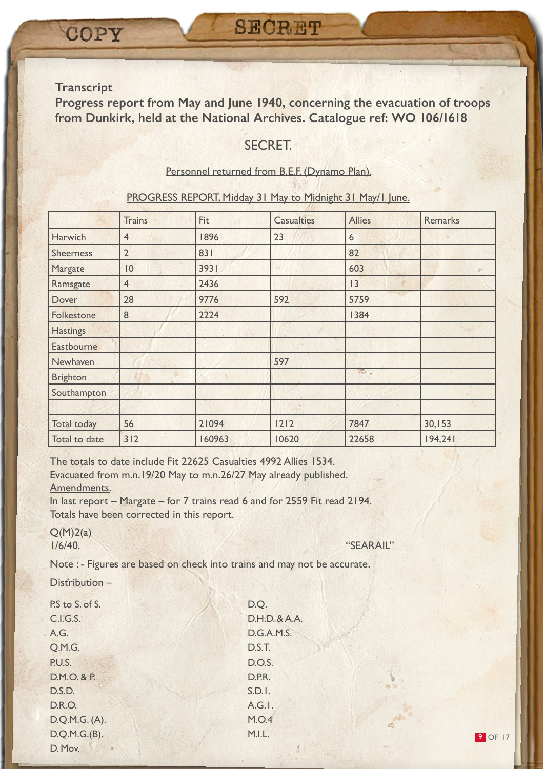COPY

SECRET

**Transcript**

**Progress report from May and June 1940, concerning the evacuation of troops from Dunkirk, held at the National Archives. Catalogue ref: WO 106/1618**

SECRET.

Personnel returned from B.E.F. (Dynamo Plan).

PROGRESS REPORT, Midday 31 May to Midnight 31 May/1 June.

| | Trains | Fit | Casualties | Allies | Remarks |
|---|---|---|---|---|---|
| Harwich | 4 | 1896 | 23 | 6 | |
| Sheerness | 2 | 831 | | 82 | |
| Margate | 10 | 3931 | | 603 | |
| Ramsgate | 4 | 2436 | | 13 | |
| Dover | 28 | 9776 | 592 | 5759 | |
| Folkestone | 8 | 2224 | | 1384 | |
| Hastings | | | | | |
| Eastbourne | | | | | |
| Newhaven | | | 597 | | |
| Brighton | | | | | |
| Southampton | | | | | |
| | | | | | |
| Total today | 56 | 21094 | 1212 | 7847 | 30,153 |
| Total to date | 312 | 160963 | 10620 | 22658 | 194,241 |

The totals to date include Fit 22625 Casualties 4992 Allies 1534.
Evacuated from m.n.19/20 May to m.n.26/27 May already published.
Amendments.
In last report – Margate – for 7 trains read 6 and for 2559 Fit read 2194.
Totals have been corrected in this report.

Q(M)2(a)
1/6/40.

"SEARAIL"

Note :- Figures are based on check into trains and may not be accurate.

Distribution –

P.S to S. of S.
C.I.G.S.
A.G.
Q.M.G.
P.U.S.
D.M.O. & P.
D.S.D.
D.R.O.
D.Q.M.G. (A).
D.Q.M.G.(B).
D. Mov.
D.Q.
D.H.D. & A.A.
D.G.A.M.S.
D.S.T.
D.O.S.
D.P.R.
S.D.1.
A.G.1.
M.O.4
M.I.L.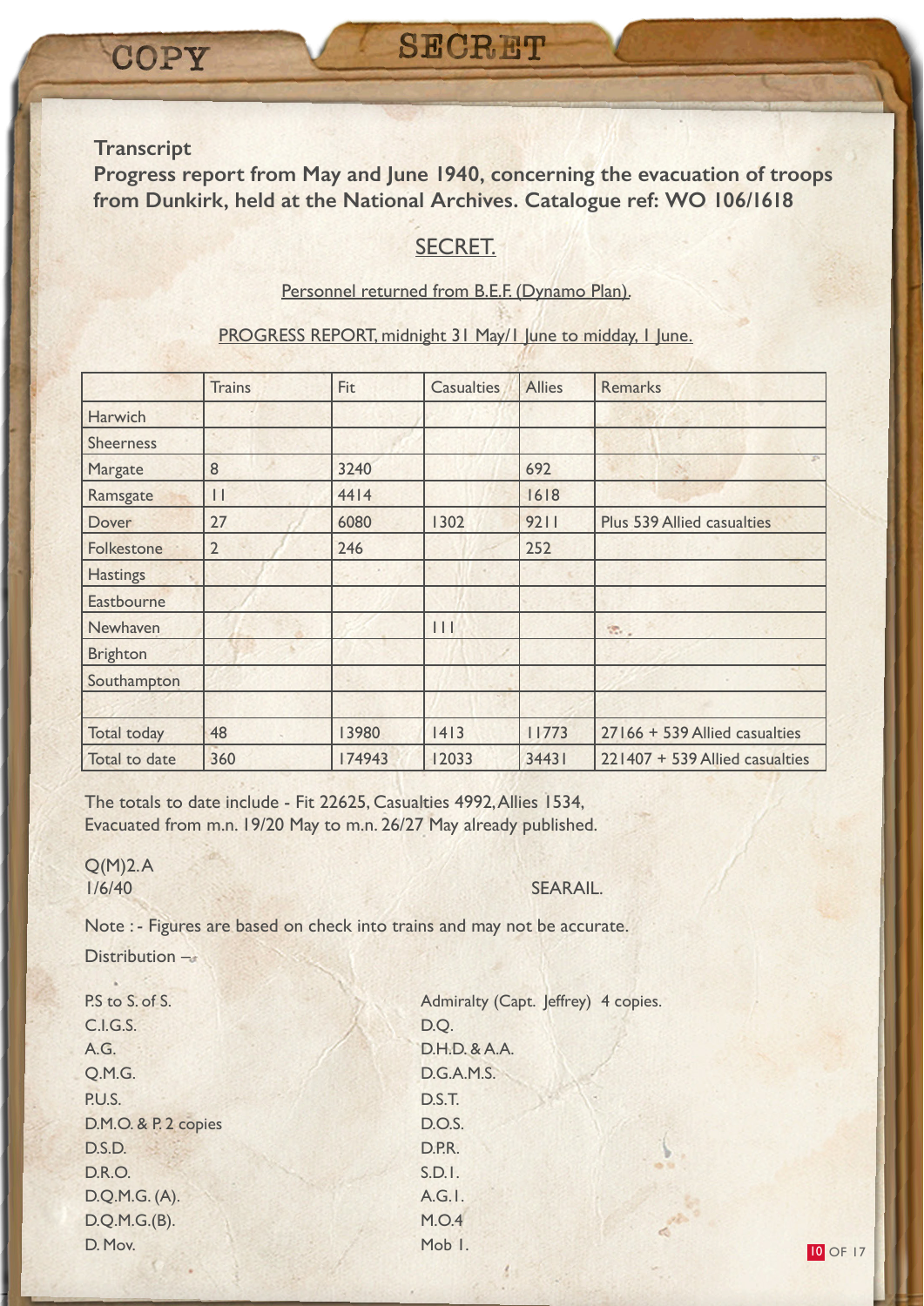COPY

SECRET

**Transcript**
**Progress report from May and June 1940, concerning the evacuation of troops from Dunkirk, held at the National Archives. Catalogue ref: WO 106/1618**

SECRET.

Personnel returned from B.E.F. (Dynamo Plan).

PROGRESS REPORT, midnight 31 May/1 June to midday, 1 June.

| | Trains | Fit | Casualties | Allies | Remarks |
|---|---|---|---|---|---|
| Harwich | | | | | |
| Sheerness | | | | | |
| Margate | 8 | 3240 | | 692 | |
| Ramsgate | 11 | 4414 | | 1618 | |
| Dover | 27 | 6080 | 1302 | 9211 | Plus 539 Allied casualties |
| Folkestone | 2 | 246 | | 252 | |
| Hastings | | | | | |
| Eastbourne | | | | | |
| Newhaven | | | 111 | | |
| Brighton | | | | | |
| Southampton | | | | | |
| | | | | | |
| Total today | 48 | 13980 | 1413 | 11773 | 27166 + 539 Allied casualties |
| Total to date | 360 | 174943 | 12033 | 34431 | 221407 + 539 Allied casualties |

The totals to date include - Fit 22625, Casualties 4992, Allies 1534, Evacuated from m.n. 19/20 May to m.n. 26/27 May already published.

Q(M)2.A
1/6/40

SEARAIL.

Note : - Figures are based on check into trains and may not be accurate.

Distribution –

P.S to S. of S.
C.I.G.S.
A.G.
Q.M.G.
P.U.S.
D.M.O. & P. 2 copies
D.S.D.
D.R.O.
D.Q.M.G. (A).
D.Q.M.G.(B).
D. Mov.
Admiralty (Capt. Jeffrey) 4 copies.
D.Q.
D.H.D. & A.A.
D.G.A.M.S.
D.S.T.
D.O.S.
D.P.R.
S.D.1.
A.G.1.
M.O.4
Mob 1.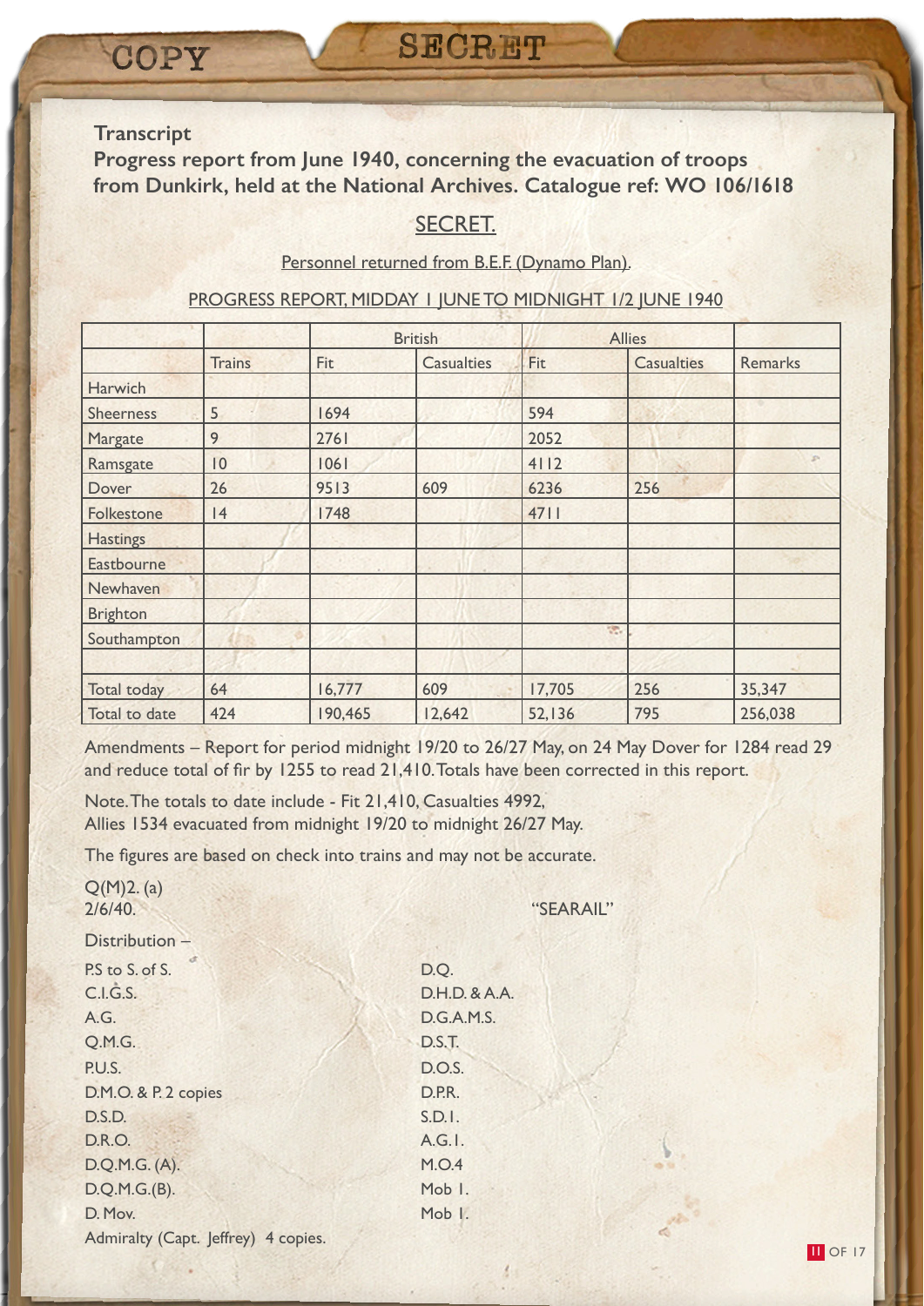COPY

SECRET

**Transcript**

**Progress report from June 1940, concerning the evacuation of troops from Dunkirk, held at the National Archives. Catalogue ref: WO 106/1618**

<u>SECRET.</u>

<u>Personnel returned from B.E.F. (Dynamo Plan).</u>

<u>PROGRESS REPORT, MIDDAY 1 JUNE TO MIDNIGHT 1/2 JUNE 1940</u>

| | | British | | Allies | | |
|---|---|---|---|---|---|---|
| | Trains | Fit | Casualties | Fit | Casualties | Remarks |
| Harwich | | | | | | |
| Sheerness | 5 | 1694 | | 594 | | |
| Margate | 9 | 2761 | | 2052 | | |
| Ramsgate | 10 | 1061 | | 4112 | | |
| Dover | 26 | 9513 | 609 | 6236 | 256 | |
| Folkestone | 14 | 1748 | | 4711 | | |
| Hastings | | | | | | |
| Eastbourne | | | | | | |
| Newhaven | | | | | | |
| Brighton | | | | | | |
| Southampton | | | | | | |
| | | | | | | |
| Total today | 64 | 16,777 | 609 | 17,705 | 256 | 35,347 |
| Total to date | 424 | 190,465 | 12,642 | 52,136 | 795 | 256,038 |

Amendments – Report for period midnight 19/20 to 26/27 May, on 24 May Dover for 1284 read 29 and reduce total of fir by 1255 to read 21,410. Totals have been corrected in this report.

Note. The totals to date include - Fit 21,410, Casualties 4992, Allies 1534 evacuated from midnight 19/20 to midnight 26/27 May.

The figures are based on check into trains and may not be accurate.

Q(M)2. (a)
2/6/40.

"SEARAIL"

Distribution –

P.S to S. of S.
C.I.G.S.
A.G.
Q.M.G.
P.U.S.
D.M.O. & P. 2 copies
D.S.D.
D.R.O.
D.Q.M.G. (A).
D.Q.M.G.(B).
D. Mov.
Admiralty (Capt. Jeffrey) 4 copies.

D.Q.
D.H.D. & A.A.
D.G.A.M.S.
D.S.T.
D.O.S.
D.P.R.
S.D.1.
A.G.1.
M.O.4
Mob 1.
Mob 1.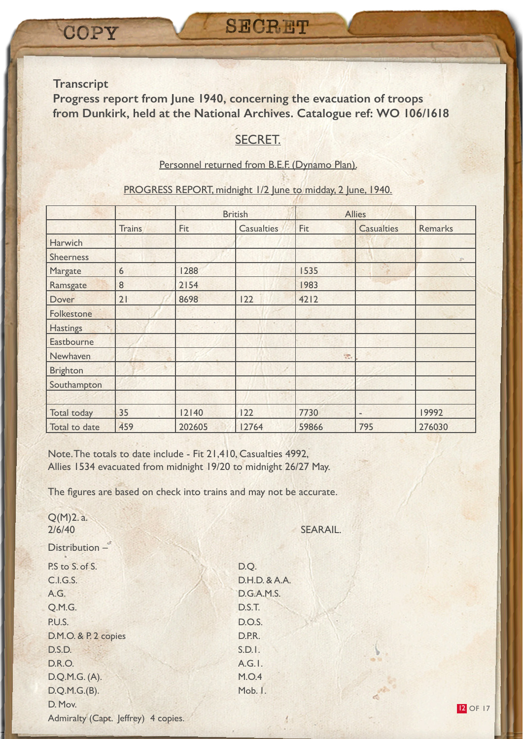COPY

SECRET

**Transcript**
**Progress report from June 1940, concerning the evacuation of troops from Dunkirk, held at the National Archives. Catalogue ref: WO 106/1618**

<u>SECRET.</u>

<u>Personnel returned from B.E.F. (Dynamo Plan).</u>

<u>PROGRESS REPORT, midnight 1/2 June to midday, 2 June, 1940.</u>

| | | British | | Allies | | |
|---|---|---|---|---|---|---|
| | Trains | Fit | Casualties | Fit | Casualties | Remarks |
| Harwich | | | | | | |
| Sheerness | | | | | | |
| Margate | 6 | 1288 | | 1535 | | |
| Ramsgate | 8 | 2154 | | 1983 | | |
| Dover | 21 | 8698 | 122 | 4212 | | |
| Folkestone | | | | | | |
| Hastings | | | | | | |
| Eastbourne | | | | | | |
| Newhaven | | | | | | |
| Brighton | | | | | | |
| Southampton | | | | | | |
| | | | | | | |
| Total today | 35 | 12140 | 122 | 7730 | - | 19992 |
| Total to date | 459 | 202605 | 12764 | 59866 | 795 | 276030 |

Note. The totals to date include - Fit 21,410, Casualties 4992, Allies 1534 evacuated from midnight 19/20 to midnight 26/27 May.

The figures are based on check into trains and may not be accurate.

Q(M)2. a.
2/6/40

SEARAIL.

Distribution –

P.S to S. of S.
C.I.G.S.
A.G.
Q.M.G.
P.U.S.
D.M.O. & P. 2 copies
D.S.D.
D.R.O.
D.Q.M.G. (A).
D.Q.M.G.(B).
D. Mov.
Admiralty (Capt. Jeffrey) 4 copies.

D.Q.
D.H.D. & A.A.
D.G.A.M.S.
D.S.T.
D.O.S.
D.P.R.
S.D.I.
A.G.I.
M.O.4
Mob. I.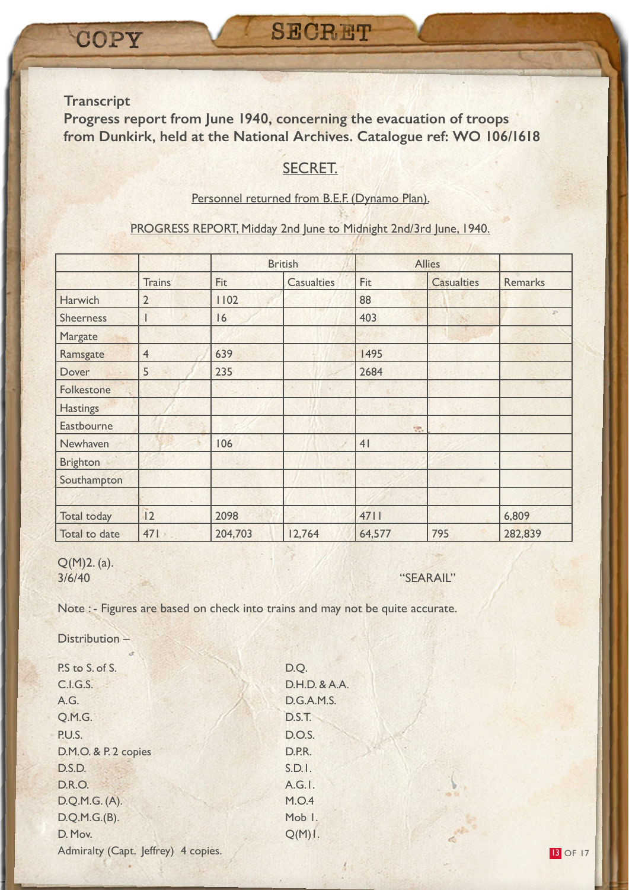COPY

SECRET

**Transcript**

**Progress report from June 1940, concerning the evacuation of troops from Dunkirk, held at the National Archives. Catalogue ref: WO 106/1618**

SECRET.

Personnel returned from B.E.F. (Dynamo Plan).

PROGRESS REPORT, Midday 2nd June to Midnight 2nd/3rd June, 1940.

| | | British | | Allies | | |
|---|---|---|---|---|---|---|
| | Trains | Fit | Casualties | Fit | Casualties | Remarks |
| Harwich | 2 | 1102 | | 88 | | |
| Sheerness | 1 | 16 | | 403 | | |
| Margate | | | | | | |
| Ramsgate | 4 | 639 | | 1495 | | |
| Dover | 5 | 235 | | 2684 | | |
| Folkestone | | | | | | |
| Hastings | | | | | | |
| Eastbourne | | | | | | |
| Newhaven | | 106 | | 41 | | |
| Brighton | | | | | | |
| Southampton | | | | | | |
| | | | | | | |
| Total today | 12 | 2098 | | 4711 | | 6,809 |
| Total to date | 471 | 204,703 | 12,764 | 64,577 | 795 | 282,839 |

Q(M)2. (a).
3/6/40

"SEARAIL"

Note :- Figures are based on check into trains and may not be quite accurate.

Distribution –

P.S to S. of S.
C.I.G.S.
A.G.
Q.M.G.
P.U.S.
D.M.O. & P. 2 copies
D.S.D.
D.R.O.
D.Q.M.G. (A).
D.Q.M.G.(B).
D. Mov.
Admiralty (Capt. Jeffrey) 4 copies.

D.Q.
D.H.D. & A.A.
D.G.A.M.S.
D.S.T.
D.O.S.
D.P.R.
S.D.1.
A.G.1.
M.O.4
Mob 1.
Q(M)1.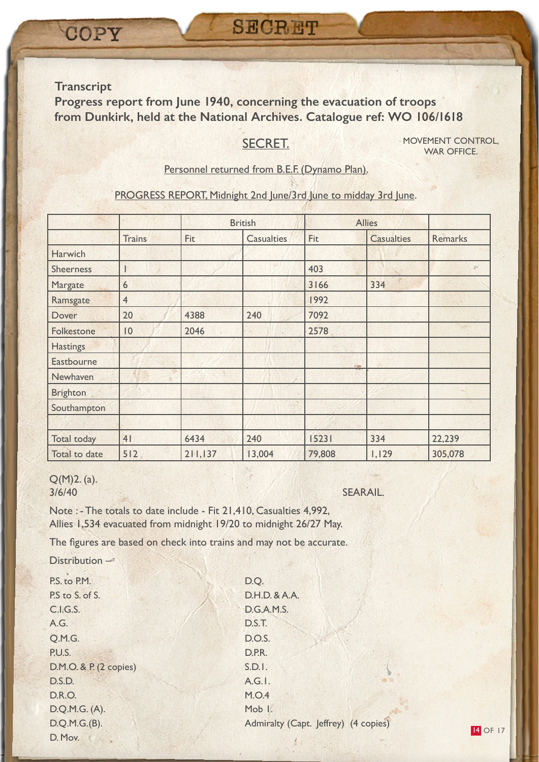COPY

SECRET

**Transcript**
**Progress report from June 1940, concerning the evacuation of troops from Dunkirk, held at the National Archives. Catalogue ref: WO 106/1618**

SECRET.

MOVEMENT CONTROL,
WAR OFFICE.

Personnel returned from B.E.F. (Dynamo Plan).

PROGRESS REPORT, Midnight 2nd June/3rd June to midday 3rd June.

| | | British | | Allies | | |
|---|---|---|---|---|---|---|
| | Trains | Fit | Casualties | Fit | Casualties | Remarks |
| Harwich | | | | | | |
| Sheerness | 1 | | | 403 | | |
| Margate | 6 | | | 3166 | 334 | |
| Ramsgate | 4 | | | 1992 | | |
| Dover | 20 | 4388 | 240 | 7092 | | |
| Folkestone | 10 | 2046 | | 2578 | | |
| Hastings | | | | | | |
| Eastbourne | | | | | | |
| Newhaven | | | | | | |
| Brighton | | | | | | |
| Southampton | | | | | | |
| | | | | | | |
| Total today | 41 | 6434 | 240 | 15231 | 334 | 22,239 |
| Total to date | 512 | 211,137 | 13,004 | 79,808 | 1,129 | 305,078 |

Q(M)2. (a).
3/6/40

SEARAIL.

Note : - The totals to date include - Fit 21,410, Casualties 4,992, Allies 1,534 evacuated from midnight 19/20 to midnight 26/27 May.

The figures are based on check into trains and may not be accurate.

Distribution –

- P.S. to P.M.
- P.S to S. of S.
- C.I.G.S.
- A.G.
- Q.M.G.
- P.U.S.
- D.M.O. & P. (2 copies)
- D.S.D.
- D.R.O.
- D.Q.M.G. (A).
- D.Q.M.G.(B).
- D. Mov.
- D.Q.
- D.H.D. & A.A.
- D.G.A.M.S.
- D.S.T.
- D.O.S.
- D.P.R.
- S.D.1.
- A.G.1.
- M.O.4
- Mob 1.
- Admiralty (Capt. Jeffrey) (4 copies)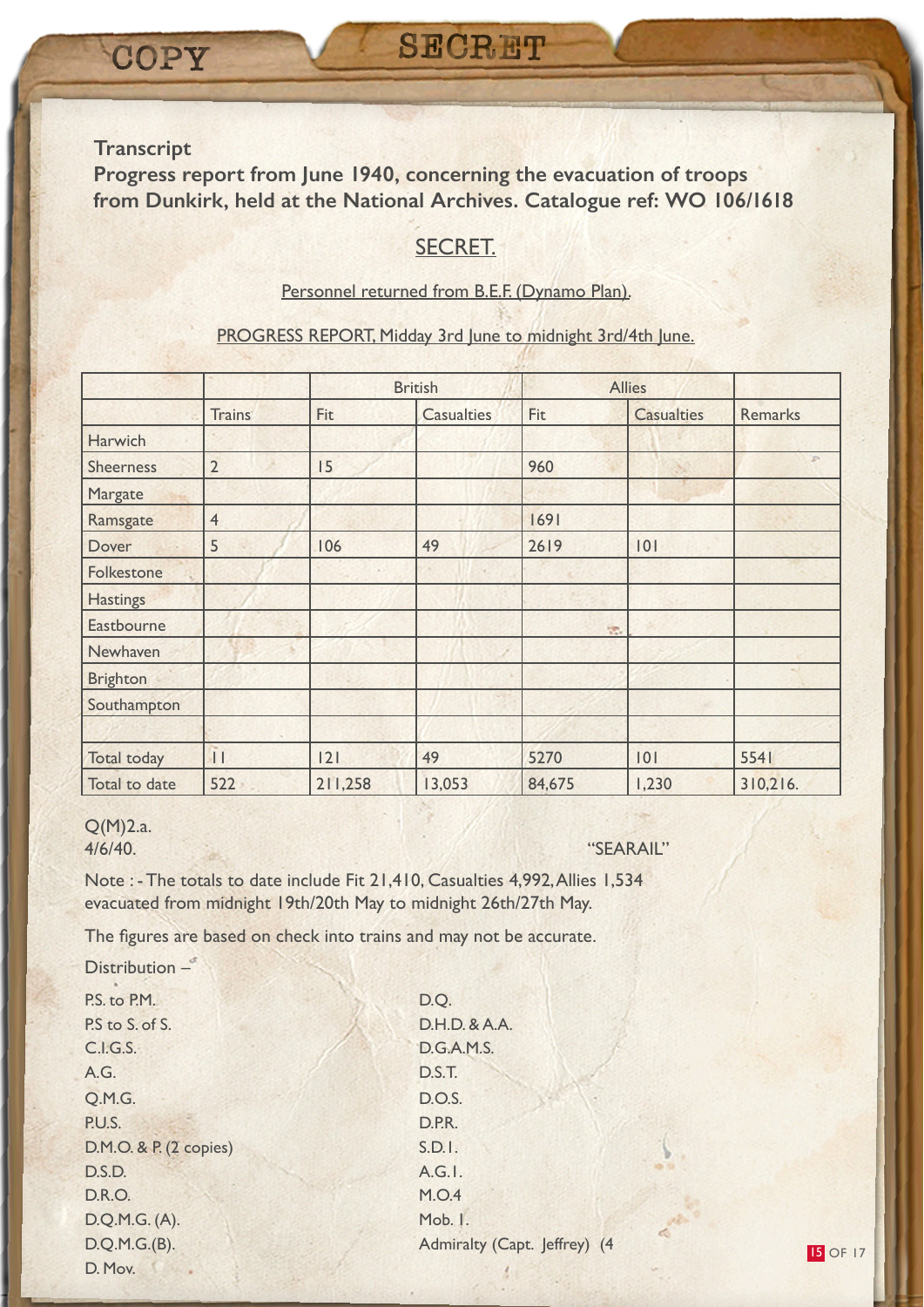COPY

SECRET

**Transcript**

**Progress report from June 1940, concerning the evacuation of troops from Dunkirk, held at the National Archives. Catalogue ref: WO 106/1618**

SECRET.

Personnel returned from B.E.F. (Dynamo Plan).

PROGRESS REPORT, Midday 3rd June to midnight 3rd/4th June.

| | | British | | Allies | | |
|---|---|---|---|---|---|---|
| | Trains | Fit | Casualties | Fit | Casualties | Remarks |
| Harwich | | | | | | |
| Sheerness | 2 | 15 | | 960 | | |
| Margate | | | | | | |
| Ramsgate | 4 | | | 1691 | | |
| Dover | 5 | 106 | 49 | 2619 | 101 | |
| Folkestone | | | | | | |
| Hastings | | | | | | |
| Eastbourne | | | | | | |
| Newhaven | | | | | | |
| Brighton | | | | | | |
| Southampton | | | | | | |
| | | | | | | |
| Total today | 11 | 121 | 49 | 5270 | 101 | 5541 |
| Total to date | 522 | 211,258 | 13,053 | 84,675 | 1,230 | 310,216. |

Q(M)2.a.
4/6/40.

"SEARAIL"

Note : - The totals to date include Fit 21,410, Casualties 4,992, Allies 1,534 evacuated from midnight 19th/20th May to midnight 26th/27th May.

The figures are based on check into trains and may not be accurate.

Distribution –

P.S. to P.M.
P.S to S. of S.
C.I.G.S.
A.G.
Q.M.G.
P.U.S.
D.M.O. & P. (2 copies)
D.S.D.
D.R.O.
D.Q.M.G. (A).
D.Q.M.G.(B).
D. Mov.
D.Q.
D.H.D. & A.A.
D.G.A.M.S.
D.S.T.
D.O.S.
D.P.R.
S.D.1.
A.G.1.
M.O.4
Mob. 1.
Admiralty (Capt. Jeffrey) (4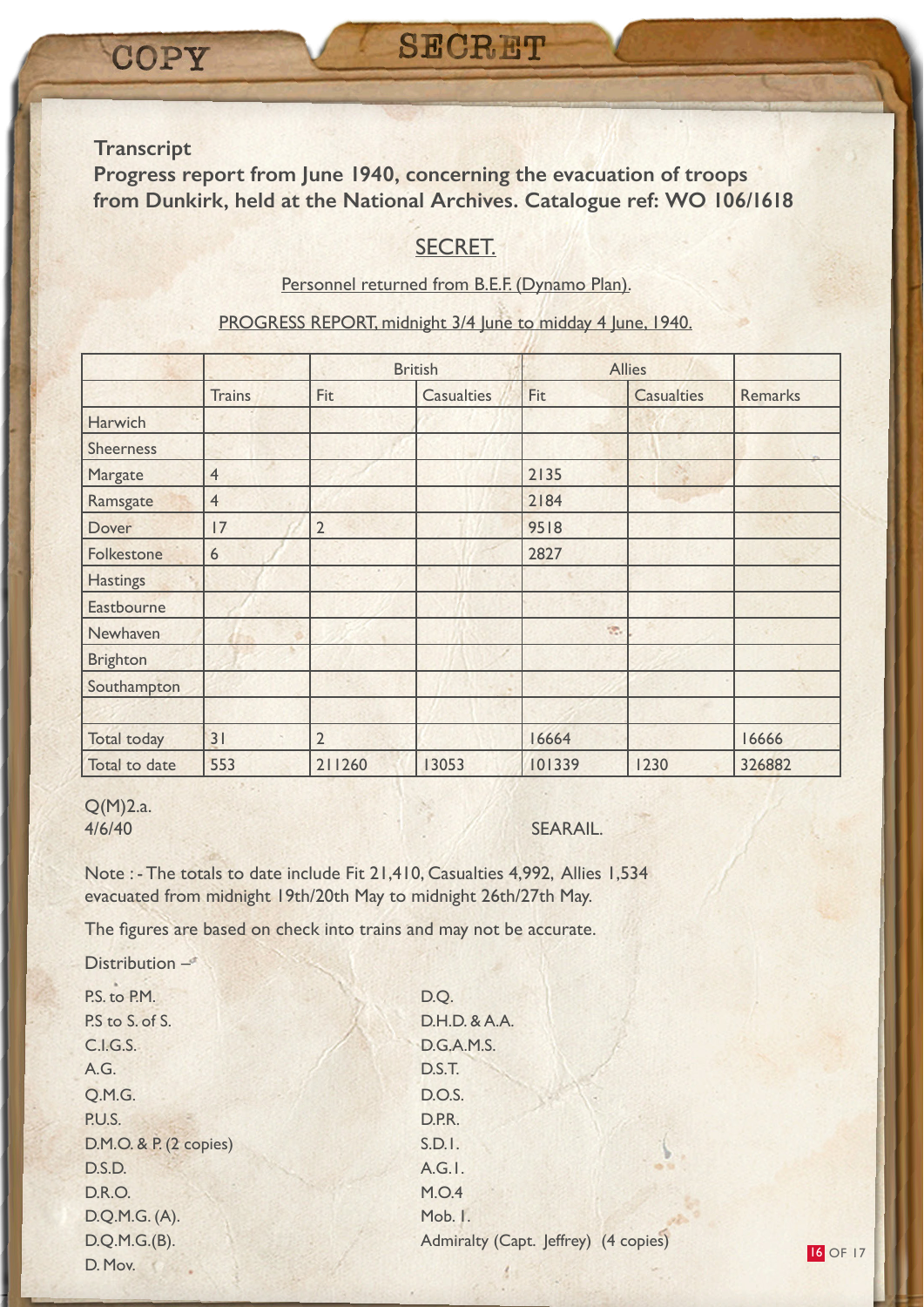COPY

SECRET

**Transcript**
**Progress report from June 1940, concerning the evacuation of troops from Dunkirk, held at the National Archives. Catalogue ref: WO 106/1618**

SECRET.

Personnel returned from B.E.F. (Dynamo Plan).

PROGRESS REPORT, midnight 3/4 June to midday 4 June, 1940.

| | | British | | Allies | | |
|---|---|---|---|---|---|---|
| | Trains | Fit | Casualties | Fit | Casualties | Remarks |
| Harwich | | | | | | |
| Sheerness | | | | | | |
| Margate | 4 | | | 2135 | | |
| Ramsgate | 4 | | | 2184 | | |
| Dover | 17 | 2 | | 9518 | | |
| Folkestone | 6 | | | 2827 | | |
| Hastings | | | | | | |
| Eastbourne | | | | | | |
| Newhaven | | | | | | |
| Brighton | | | | | | |
| Southampton | | | | | | |
| | | | | | | |
| Total today | 31 | 2 | | 16664 | | 16666 |
| Total to date | 553 | 211260 | 13053 | 101339 | 1230 | 326882 |

Q(M)2.a.
4/6/40

SEARAIL.

Note : - The totals to date include Fit 21,410, Casualties 4,992, Allies 1,534 evacuated from midnight 19th/20th May to midnight 26th/27th May.

The figures are based on check into trains and may not be accurate.

Distribution –

P.S. to P.M.
P.S to S. of S.
C.I.G.S.
A.G.
Q.M.G.
P.U.S.
D.M.O. & P. (2 copies)
D.S.D.
D.R.O.
D.Q.M.G. (A).
D.Q.M.G.(B).
D. Mov.
D.Q.
D.H.D. & A.A.
D.G.A.M.S.
D.S.T.
D.O.S.
D.P.R.
S.D.1.
A.G.1.
M.O.4
Mob. 1.
Admiralty (Capt. Jeffrey) (4 copies)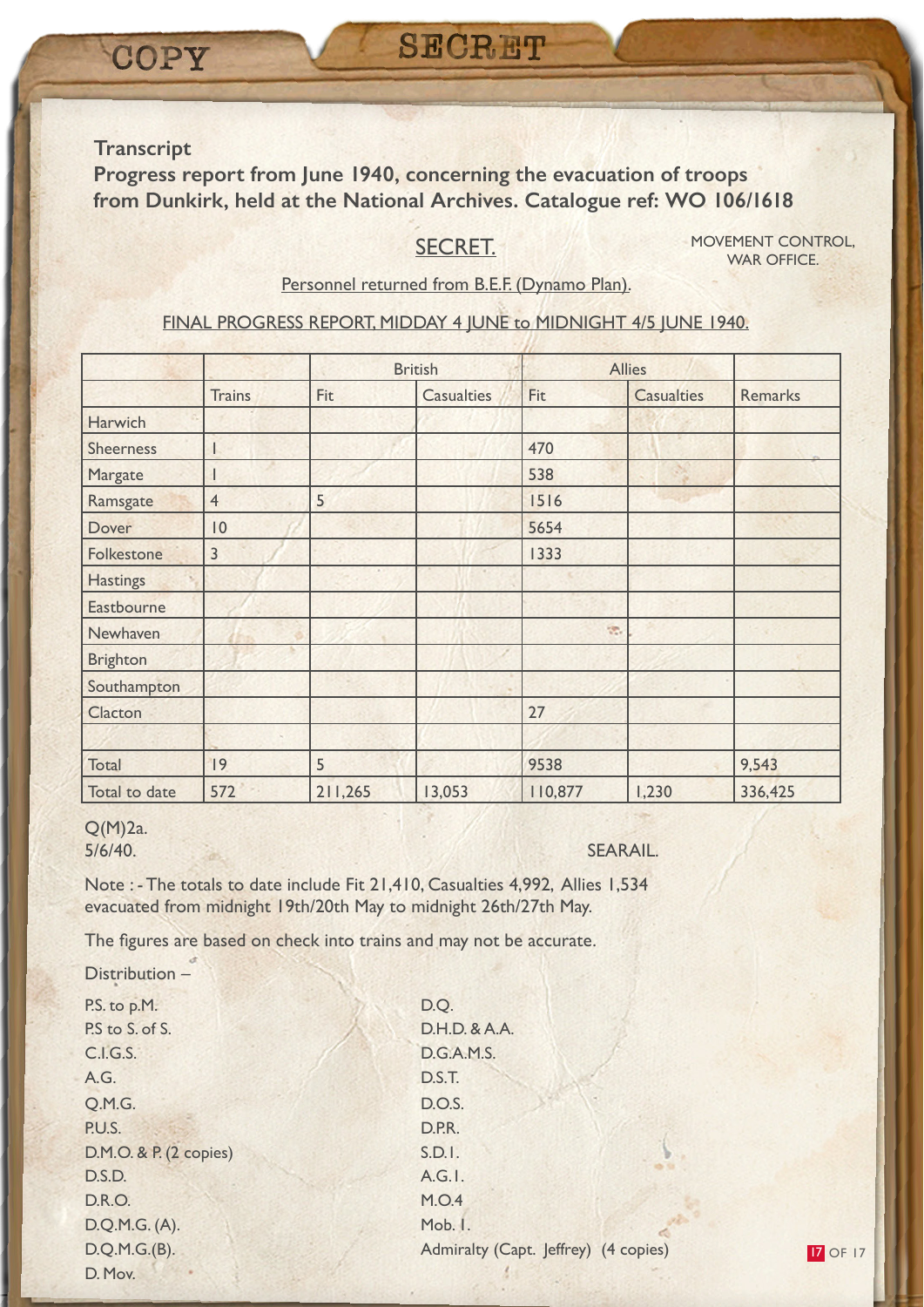COPY

SECRET

**Transcript**
**Progress report from June 1940, concerning the evacuation of troops from Dunkirk, held at the National Archives. Catalogue ref: WO 106/1618**

SECRET.

MOVEMENT CONTROL,
WAR OFFICE.

Personnel returned from B.E.F. (Dynamo Plan).

FINAL PROGRESS REPORT, MIDDAY 4 JUNE to MIDNIGHT 4/5 JUNE 1940.

| | | British | | Allies | | |
|---|---|---|---|---|---|---|
| | Trains | Fit | Casualties | Fit | Casualties | Remarks |
| Harwich | | | | | | |
| Sheerness | 1 | | | 470 | | |
| Margate | 1 | | | 538 | | |
| Ramsgate | 4 | 5 | | 1516 | | |
| Dover | 10 | | | 5654 | | |
| Folkestone | 3 | | | 1333 | | |
| Hastings | | | | | | |
| Eastbourne | | | | | | |
| Newhaven | | | | | | |
| Brighton | | | | | | |
| Southampton | | | | | | |
| Clacton | | | | 27 | | |
| | | | | | | |
| Total | 19 | 5 | | 9538 | | 9,543 |
| Total to date | 572 | 211,265 | 13,053 | 110,877 | 1,230 | 336,425 |

Q(M)2a.
5/6/40.

SEARAIL.

Note :- The totals to date include Fit 21,410, Casualties 4,992, Allies 1,534 evacuated from midnight 19th/20th May to midnight 26th/27th May.

The figures are based on check into trains and may not be accurate.

Distribution –

P.S. to p.M.
P.S to S. of S.
C.I.G.S.
A.G.
Q.M.G.
P.U.S.
D.M.O. & P. (2 copies)
D.S.D.
D.R.O.
D.Q.M.G. (A).
D.Q.M.G.(B).
D. Mov.
D.Q.
D.H.D. & A.A.
D.G.A.M.S.
D.S.T.
D.O.S.
D.P.R.
S.D.1.
A.G.1.
M.O.4
Mob. 1.
Admiralty (Capt. Jeffrey) (4 copies)